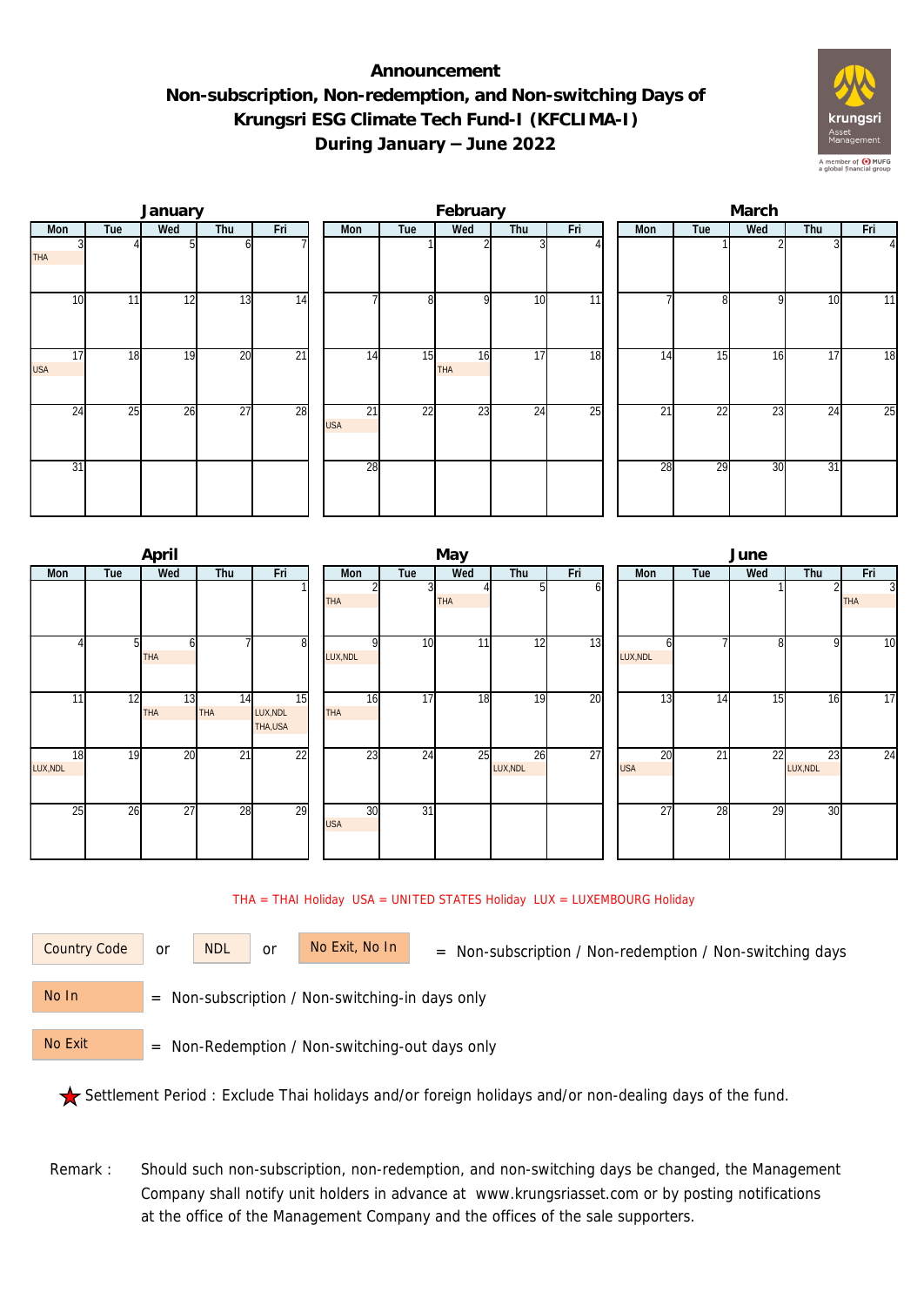# Announcement
## Non-subscription, Non-redemption, and Non-switching Days of Krungsri ESG Climate Tech Fund-I (KFCLIMA-I) During January – June 2022

### January

| Mon | Tue | Wed | Thu | Fri |
|---|---|---|---|---|
| 3 THA | 4 | 5 | 6 | 7 |
| 10 | 11 | 12 | 13 | 14 |
| 17 USA | 18 | 19 | 20 | 21 |
| 24 | 25 | 26 | 27 | 28 |
| 31 | | | | |

### February

| Mon | Tue | Wed | Thu | Fri |
|---|---|---|---|---|
| | 1 | 2 | 3 | 4 |
| 7 | 8 | 9 | 10 | 11 |
| 14 | 15 | 16 THA | 17 | 18 |
| 21 USA | 22 | 23 | 24 | 25 |
| 28 | | | | |

### March

| Mon | Tue | Wed | Thu | Fri |
|---|---|---|---|---|
| | 1 | 2 | 3 | 4 |
| 7 | 8 | 9 | 10 | 11 |
| 14 | 15 | 16 | 17 | 18 |
| 21 | 22 | 23 | 24 | 25 |
| 28 | 29 | 30 | 31 | |

### April

| Mon | Tue | Wed | Thu | Fri |
|---|---|---|---|---|
| | | | | 1 |
| 4 | 5 | 6 THA | 7 | 8 |
| 11 | 12 | 13 THA | 14 THA | 15 LUX,NDL THA,USA |
| 18 LUX,NDL | 19 | 20 | 21 | 22 |
| 25 | 26 | 27 | 28 | 29 |

### May

| Mon | Tue | Wed | Thu | Fri |
|---|---|---|---|---|
| 2 THA | 3 | 4 THA | 5 | 6 |
| 9 LUX,NDL | 10 | 11 | 12 | 13 |
| 16 THA | 17 | 18 | 19 | 20 |
| 23 | 24 | 25 | 26 LUX,NDL | 27 |
| 30 USA | 31 | | | |

### June

| Mon | Tue | Wed | Thu | Fri |
|---|---|---|---|---|
| | | 1 | 2 | 3 THA |
| 6 LUX,NDL | 7 | 8 | 9 | 10 |
| 13 | 14 | 15 | 16 | 17 |
| 20 USA | 21 | 22 | 23 LUX,NDL | 24 |
| 27 | 28 | 29 | 30 | |

THA = THAI Holiday USA = UNITED STATES Holiday LUX = LUXEMBOURG Holiday

Country Code or NDL or No Exit, No In = Non-subscription / Non-redemption / Non-switching days

No In = Non-subscription / Non-switching-in days only

No Exit = Non-Redemption / Non-switching-out days only

★ Settlement Period : Exclude Thai holidays and/or foreign holidays and/or non-dealing days of the fund.

Remark : Should such non-subscription, non-redemption, and non-switching days be changed, the Management Company shall notify unit holders in advance at www.krungsriasset.com or by posting notifications at the office of the Management Company and the offices of the sale supporters.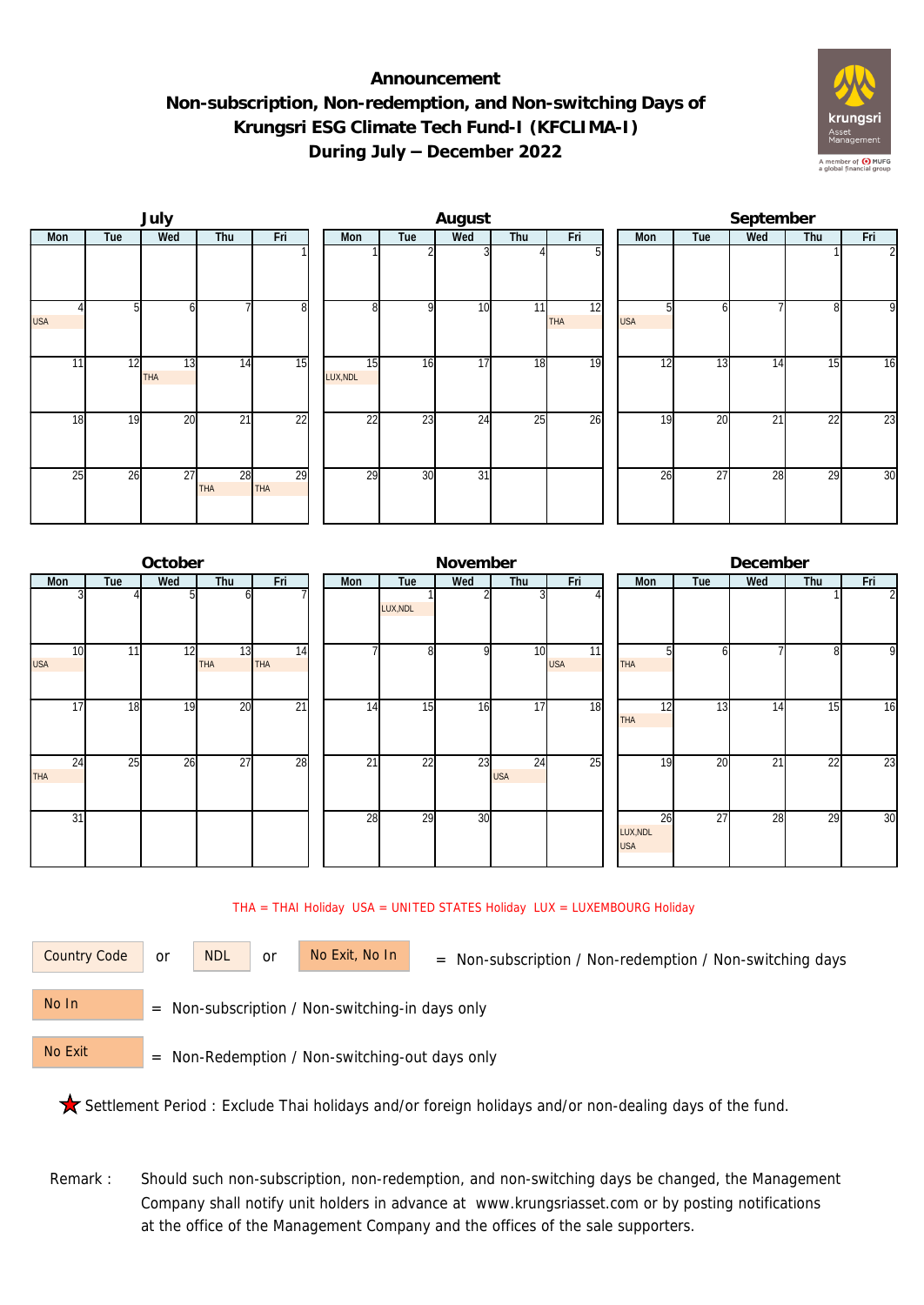# Announcement
## Non-subscription, Non-redemption, and Non-switching Days of Krungsri ESG Climate Tech Fund-I (KFCLIMA-I)
## During July – December 2022

### July

| Mon | Tue | Wed | Thu | Fri |
|---|---|---|---|---|
| | | | | 1 |
| 4 USA | 5 | 6 | 7 | 8 |
| 11 | 12 | 13 THA | 14 | 15 |
| 18 | 19 | 20 | 21 | 22 |
| 25 | 26 | 27 | 28 THA | 29 THA |

### August

| Mon | Tue | Wed | Thu | Fri |
|---|---|---|---|---|
| 1 | 2 | 3 | 4 | 5 |
| 8 | 9 | 10 | 11 | 12 THA |
| 15 LUX,NDL | 16 | 17 | 18 | 19 |
| 22 | 23 | 24 | 25 | 26 |
| 29 | 30 | 31 | | |

### September

| Mon | Tue | Wed | Thu | Fri |
|---|---|---|---|---|
| | | | 1 | 2 |
| 5 USA | 6 | 7 | 8 | 9 |
| 12 | 13 | 14 | 15 | 16 |
| 19 | 20 | 21 | 22 | 23 |
| 26 | 27 | 28 | 29 | 30 |

### October

| Mon | Tue | Wed | Thu | Fri |
|---|---|---|---|---|
| 3 | 4 | 5 | 6 | 7 |
| 10 USA | 11 | 12 | 13 THA | 14 THA |
| 17 | 18 | 19 | 20 | 21 |
| 24 THA | 25 | 26 | 27 | 28 |
| 31 | | | | |

### November

| Mon | Tue | Wed | Thu | Fri |
|---|---|---|---|---|
| | 1 LUX,NDL | 2 | 3 | 4 |
| 7 | 8 | 9 | 10 | 11 USA |
| 14 | 15 | 16 | 17 | 18 |
| 21 | 22 | 23 | 24 USA | 25 |
| 28 | 29 | 30 | | |

### December

| Mon | Tue | Wed | Thu | Fri |
|---|---|---|---|---|
| | | | 1 | 2 |
| 5 THA | 6 | 7 | 8 | 9 |
| 12 THA | 13 | 14 | 15 | 16 |
| 19 | 20 | 21 | 22 | 23 |
| 26 LUX,NDL USA | 27 | 28 | 29 | 30 |

THA = THAI Holiday USA = UNITED STATES Holiday LUX = LUXEMBOURG Holiday

Country Code or NDL or No Exit, No In = Non-subscription / Non-redemption / Non-switching days

No In = Non-subscription / Non-switching-in days only

No Exit = Non-Redemption / Non-switching-out days only

★ Settlement Period : Exclude Thai holidays and/or foreign holidays and/or non-dealing days of the fund.

Remark : Should such non-subscription, non-redemption, and non-switching days be changed, the Management Company shall notify unit holders in advance at www.krungsriasset.com or by posting notifications at the office of the Management Company and the offices of the sale supporters.